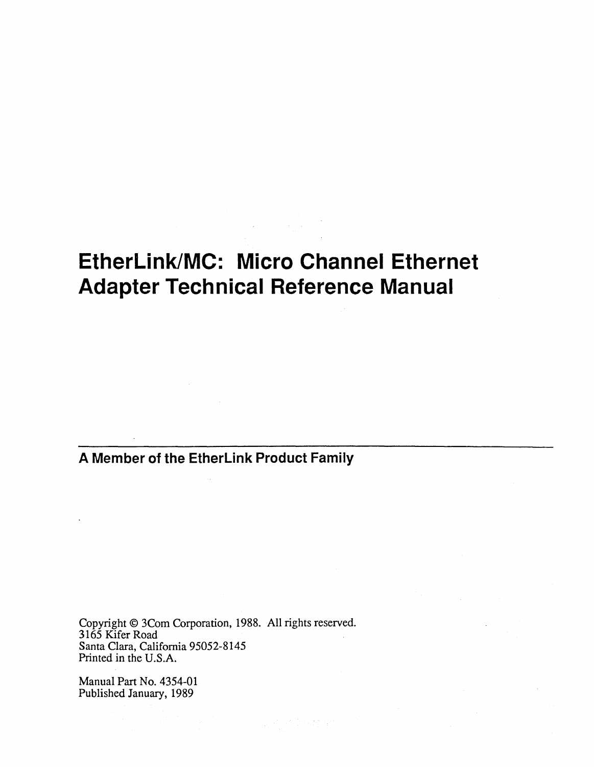# EtherLink/MC: Micro Channel Ethernet Adapter Technical Reference Manual

---

**A Member of the EtherLink Product Family**

Copyright © 3Com Corporation, 1988. All rights reserved.
3165 Kifer Road
Santa Clara, California 95052-8145
Printed in the U.S.A.

Manual Part No. 4354-01
Published January, 1989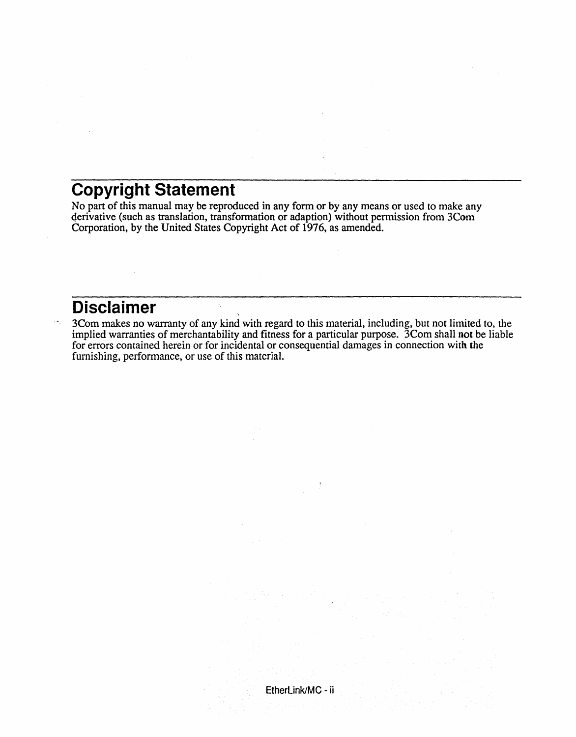## Copyright Statement

No part of this manual may be reproduced in any form or by any means or used to make any derivative (such as translation, transformation or adaption) without permission from 3Com Corporation, by the United States Copyright Act of 1976, as amended.

## Disclaimer

3Com makes no warranty of any kind with regard to this material, including, but not limited to, the implied warranties of merchantability and fitness for a particular purpose. 3Com shall not be liable for errors contained herein or for incidental or consequential damages in connection with the furnishing, performance, or use of this material.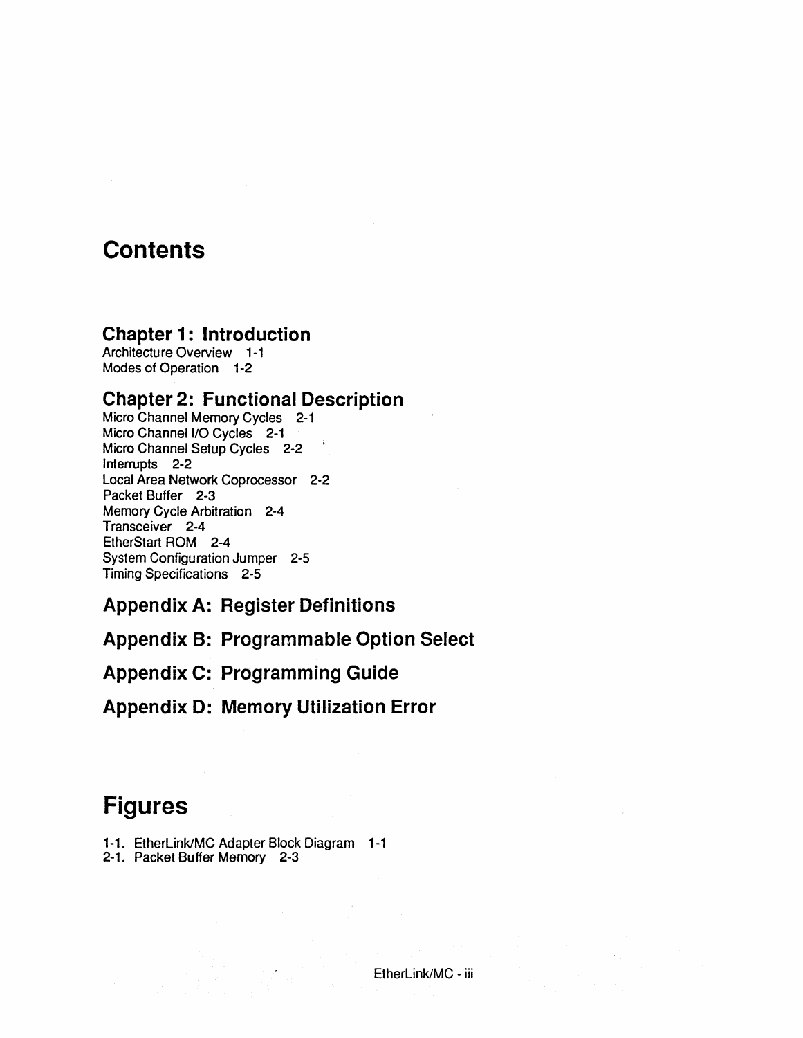# Contents

## Chapter 1: Introduction

Architecture Overview 1-1
Modes of Operation 1-2

## Chapter 2: Functional Description

Micro Channel Memory Cycles 2-1
Micro Channel I/O Cycles 2-1
Micro Channel Setup Cycles 2-2
Interrupts 2-2
Local Area Network Coprocessor 2-2
Packet Buffer 2-3
Memory Cycle Arbitration 2-4
Transceiver 2-4
EtherStart ROM 2-4
System Configuration Jumper 2-5
Timing Specifications 2-5

## Appendix A: Register Definitions

## Appendix B: Programmable Option Select

## Appendix C: Programming Guide

## Appendix D: Memory Utilization Error

# Figures

1-1. EtherLink/MC Adapter Block Diagram 1-1
2-1. Packet Buffer Memory 2-3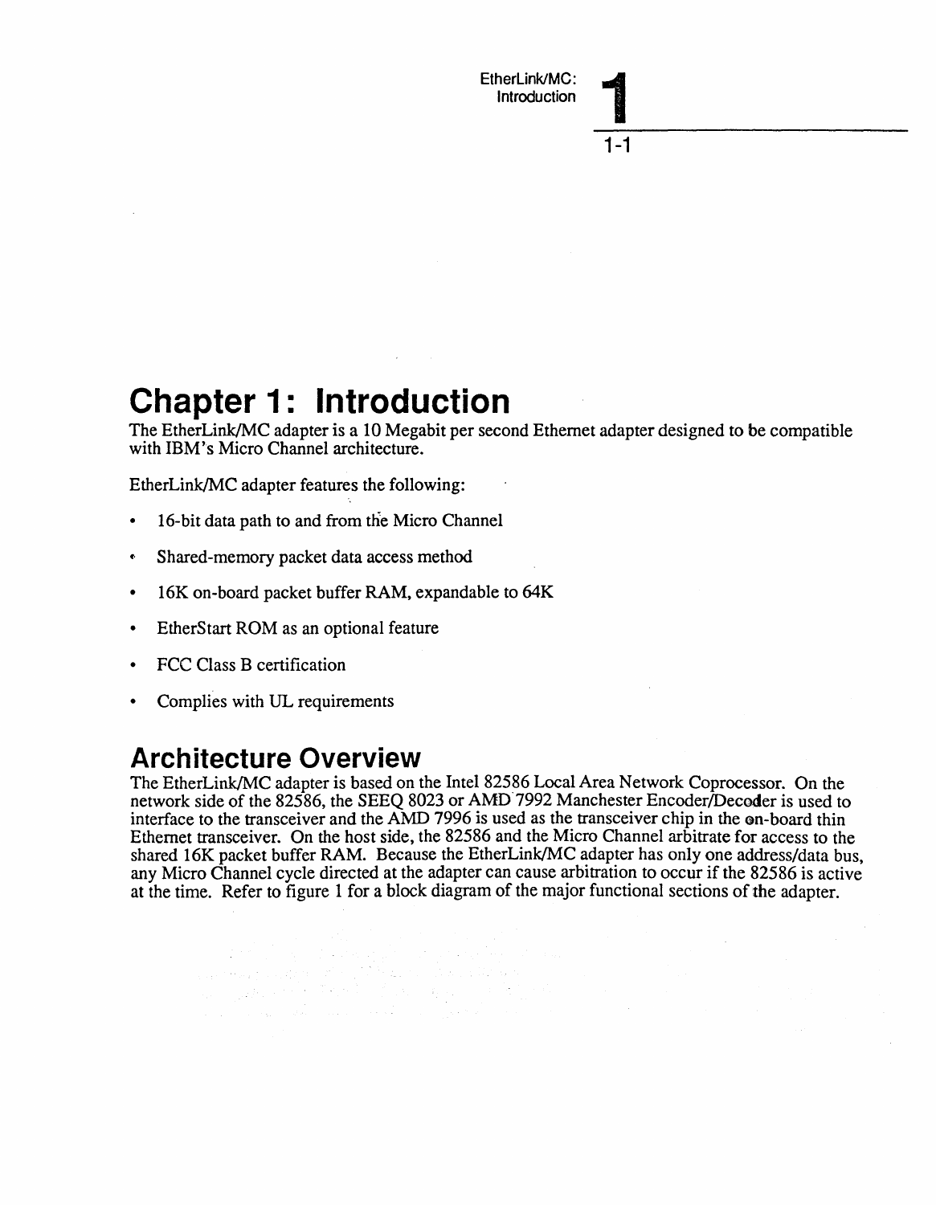# Chapter 1: Introduction

The EtherLink/MC adapter is a 10 Megabit per second Ethernet adapter designed to be compatible with IBM's Micro Channel architecture.

EtherLink/MC adapter features the following:

- 16-bit data path to and from the Micro Channel
- Shared-memory packet data access method
- 16K on-board packet buffer RAM, expandable to 64K
- EtherStart ROM as an optional feature
- FCC Class B certification
- Complies with UL requirements

## Architecture Overview

The EtherLink/MC adapter is based on the Intel 82586 Local Area Network Coprocessor. On the network side of the 82586, the SEEQ 8023 or AMD 7992 Manchester Encoder/Decoder is used to interface to the transceiver and the AMD 7996 is used as the transceiver chip in the on-board thin Ethernet transceiver. On the host side, the 82586 and the Micro Channel arbitrate for access to the shared 16K packet buffer RAM. Because the EtherLink/MC adapter has only one address/data bus, any Micro Channel cycle directed at the adapter can cause arbitration to occur if the 82586 is active at the time. Refer to figure 1 for a block diagram of the major functional sections of the adapter.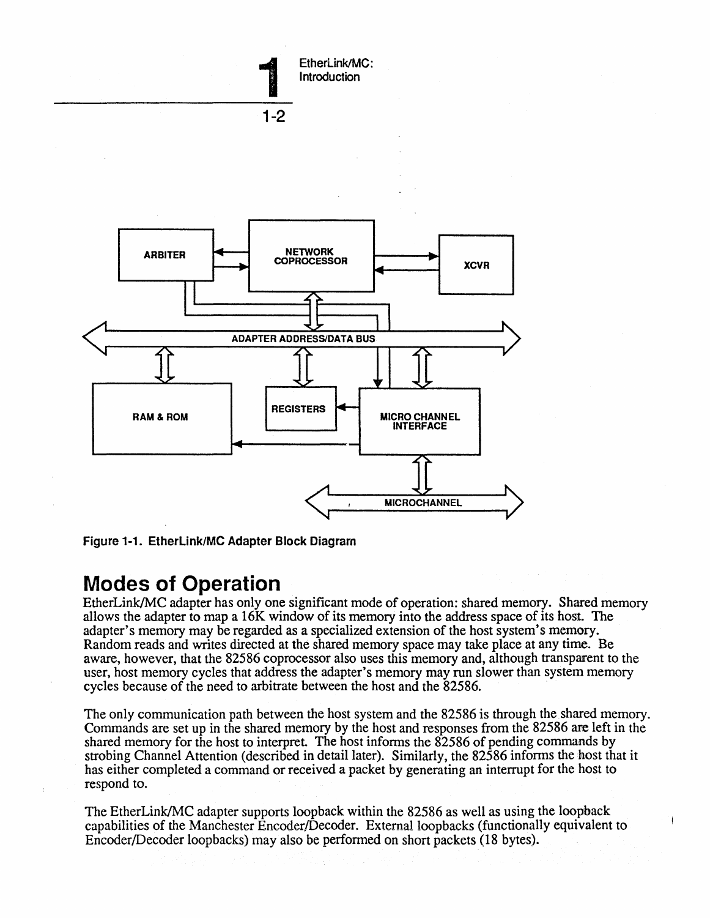Figure 1-1. EtherLink/MC Adapter Block Diagram

## Modes of Operation

EtherLink/MC adapter has only one significant mode of operation: shared memory. Shared memory allows the adapter to map a 16K window of its memory into the address space of its host. The adapter's memory may be regarded as a specialized extension of the host system's memory. Random reads and writes directed at the shared memory space may take place at any time. Be aware, however, that the 82586 coprocessor also uses this memory and, although transparent to the user, host memory cycles that address the adapter's memory may run slower than system memory cycles because of the need to arbitrate between the host and the 82586.

The only communication path between the host system and the 82586 is through the shared memory. Commands are set up in the shared memory by the host and responses from the 82586 are left in the shared memory for the host to interpret. The host informs the 82586 of pending commands by strobing Channel Attention (described in detail later). Similarly, the 82586 informs the host that it has either completed a command or received a packet by generating an interrupt for the host to respond to.

The EtherLink/MC adapter supports loopback within the 82586 as well as using the loopback capabilities of the Manchester Encoder/Decoder. External loopbacks (functionally equivalent to Encoder/Decoder loopbacks) may also be performed on short packets (18 bytes).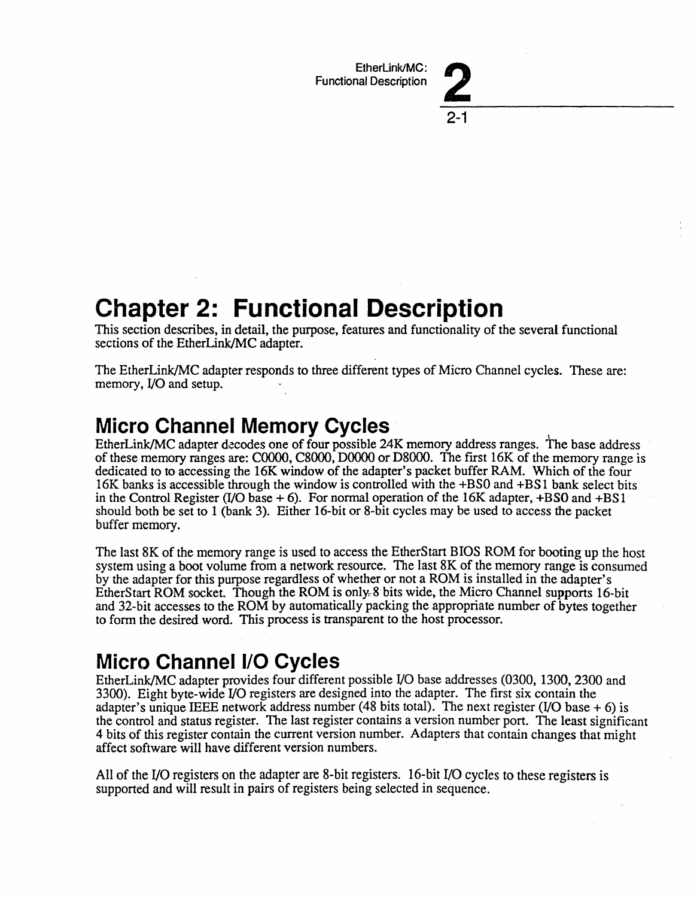# Chapter 2: Functional Description

This section describes, in detail, the purpose, features and functionality of the several functional sections of the EtherLink/MC adapter.

The EtherLink/MC adapter responds to three different types of Micro Channel cycles. These are: memory, I/O and setup.

## Micro Channel Memory Cycles

EtherLink/MC adapter decodes one of four possible 24K memory address ranges. The base address of these memory ranges are: C0000, C8000, D0000 or D8000. The first 16K of the memory range is dedicated to to accessing the 16K window of the adapter's packet buffer RAM. Which of the four 16K banks is accessible through the window is controlled with the +BS0 and +BS1 bank select bits in the Control Register (I/O base + 6). For normal operation of the 16K adapter, +BS0 and +BS1 should both be set to 1 (bank 3). Either 16-bit or 8-bit cycles may be used to access the packet buffer memory.

The last 8K of the memory range is used to access the EtherStart BIOS ROM for booting up the host system using a boot volume from a network resource. The last 8K of the memory range is consumed by the adapter for this purpose regardless of whether or not a ROM is installed in the adapter's EtherStart ROM socket. Though the ROM is only 8 bits wide, the Micro Channel supports 16-bit and 32-bit accesses to the ROM by automatically packing the appropriate number of bytes together to form the desired word. This process is transparent to the host processor.

## Micro Channel I/O Cycles

EtherLink/MC adapter provides four different possible I/O base addresses (0300, 1300, 2300 and 3300). Eight byte-wide I/O registers are designed into the adapter. The first six contain the adapter's unique IEEE network address number (48 bits total). The next register (I/O base + 6) is the control and status register. The last register contains a version number port. The least significant 4 bits of this register contain the current version number. Adapters that contain changes that might affect software will have different version numbers.

All of the I/O registers on the adapter are 8-bit registers. 16-bit I/O cycles to these registers is supported and will result in pairs of registers being selected in sequence.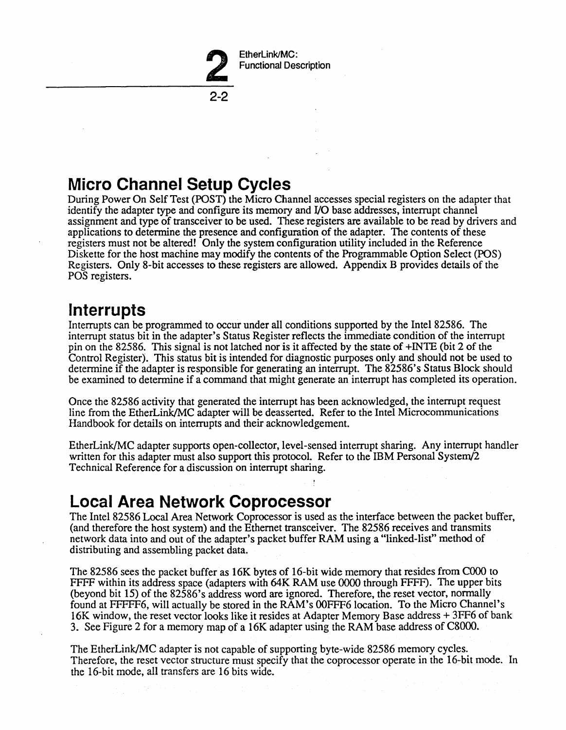## Micro Channel Setup Cycles

During Power On Self Test (POST) the Micro Channel accesses special registers on the adapter that identify the adapter type and configure its memory and I/O base addresses, interrupt channel assignment and type of transceiver to be used. These registers are available to be read by drivers and applications to determine the presence and configuration of the adapter. The contents of these registers must not be altered! Only the system configuration utility included in the Reference Diskette for the host machine may modify the contents of the Programmable Option Select (POS) Registers. Only 8-bit accesses to these registers are allowed. Appendix B provides details of the POS registers.

## Interrupts

Interrupts can be programmed to occur under all conditions supported by the Intel 82586. The interrupt status bit in the adapter's Status Register reflects the immediate condition of the interrupt pin on the 82586. This signal is not latched nor is it affected by the state of +INTE (bit 2 of the Control Register). This status bit is intended for diagnostic purposes only and should not be used to determine if the adapter is responsible for generating an interrupt. The 82586's Status Block should be examined to determine if a command that might generate an interrupt has completed its operation.

Once the 82586 activity that generated the interrupt has been acknowledged, the interrupt request line from the EtherLink/MC adapter will be deasserted. Refer to the Intel Microcommunications Handbook for details on interrupts and their acknowledgement.

EtherLink/MC adapter supports open-collector, level-sensed interrupt sharing. Any interrupt handler written for this adapter must also support this protocol. Refer to the IBM Personal System/2 Technical Reference for a discussion on interrupt sharing.

## Local Area Network Coprocessor

The Intel 82586 Local Area Network Coprocessor is used as the interface between the packet buffer, (and therefore the host system) and the Ethernet transceiver. The 82586 receives and transmits network data into and out of the adapter's packet buffer RAM using a "linked-list" method of distributing and assembling packet data.

The 82586 sees the packet buffer as 16K bytes of 16-bit wide memory that resides from C000 to FFFF within its address space (adapters with 64K RAM use 0000 through FFFF). The upper bits (beyond bit 15) of the 82586's address word are ignored. Therefore, the reset vector, normally found at FFFFF6, will actually be stored in the RAM's 00FFF6 location. To the Micro Channel's 16K window, the reset vector looks like it resides at Adapter Memory Base address + 3FF6 of bank 3. See Figure 2 for a memory map of a 16K adapter using the RAM base address of C8000.

The EtherLink/MC adapter is not capable of supporting byte-wide 82586 memory cycles. Therefore, the reset vector structure must specify that the coprocessor operate in the 16-bit mode. In the 16-bit mode, all transfers are 16 bits wide.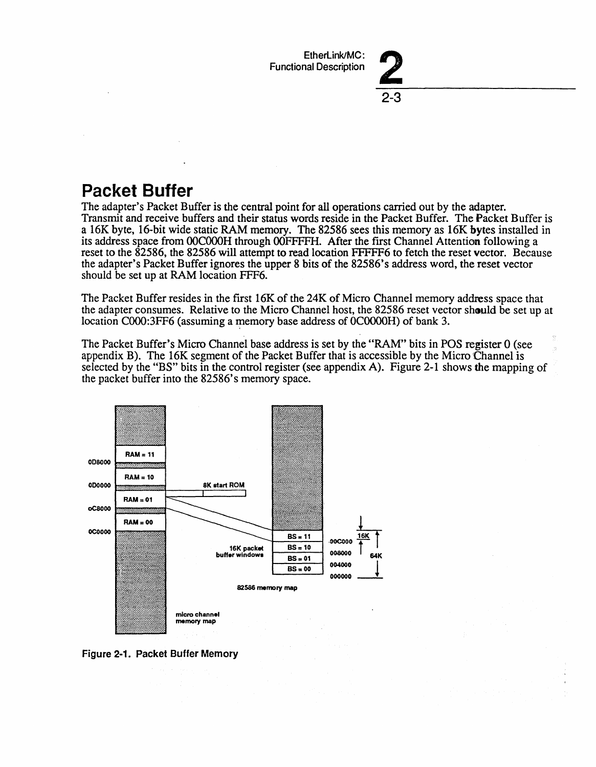## Packet Buffer

The adapter's Packet Buffer is the central point for all operations carried out by the adapter. Transmit and receive buffers and their status words reside in the Packet Buffer. The Packet Buffer is a 16K byte, 16-bit wide static RAM memory. The 82586 sees this memory as 16K bytes installed in its address space from 00C000H through 00FFFFH. After the first Channel Attention following a reset to the 82586, the 82586 will attempt to read location FFFFF6 to fetch the reset vector. Because the adapter's Packet Buffer ignores the upper 8 bits of the 82586's address word, the reset vector should be set up at RAM location FFF6.

The Packet Buffer resides in the first 16K of the 24K of Micro Channel memory address space that the adapter consumes. Relative to the Micro Channel host, the 82586 reset vector should be set up at location C000:3FF6 (assuming a memory base address of 0C0000H) of bank 3.

The Packet Buffer's Micro Channel base address is set by the "RAM" bits in POS register 0 (see appendix B). The 16K segment of the Packet Buffer that is accessible by the Micro Channel is selected by the "BS" bits in the control register (see appendix A). Figure 2-1 shows the mapping of the packet buffer into the 82586's memory space.

Figure 2-1. Packet Buffer Memory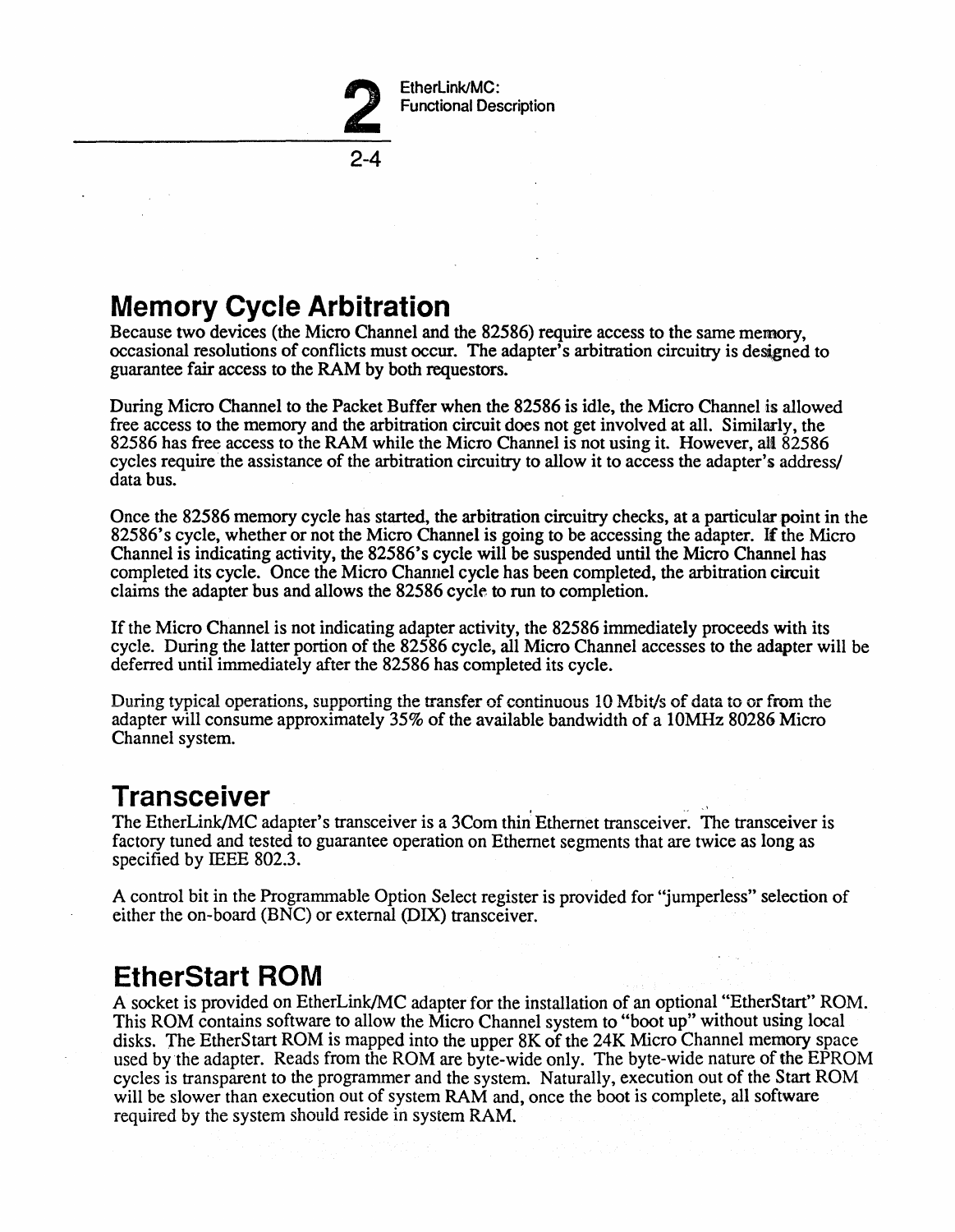## Memory Cycle Arbitration

Because two devices (the Micro Channel and the 82586) require access to the same memory, occasional resolutions of conflicts must occur. The adapter's arbitration circuitry is designed to guarantee fair access to the RAM by both requestors.

During Micro Channel to the Packet Buffer when the 82586 is idle, the Micro Channel is allowed free access to the memory and the arbitration circuit does not get involved at all. Similarly, the 82586 has free access to the RAM while the Micro Channel is not using it. However, all 82586 cycles require the assistance of the arbitration circuitry to allow it to access the adapter's address/data bus.

Once the 82586 memory cycle has started, the arbitration circuitry checks, at a particular point in the 82586's cycle, whether or not the Micro Channel is going to be accessing the adapter. If the Micro Channel is indicating activity, the 82586's cycle will be suspended until the Micro Channel has completed its cycle. Once the Micro Channel cycle has been completed, the arbitration circuit claims the adapter bus and allows the 82586 cycle to run to completion.

If the Micro Channel is not indicating adapter activity, the 82586 immediately proceeds with its cycle. During the latter portion of the 82586 cycle, all Micro Channel accesses to the adapter will be deferred until immediately after the 82586 has completed its cycle.

During typical operations, supporting the transfer of continuous 10 Mbit/s of data to or from the adapter will consume approximately 35% of the available bandwidth of a 10MHz 80286 Micro Channel system.

## Transceiver

The EtherLink/MC adapter's transceiver is a 3Com thin Ethernet transceiver. The transceiver is factory tuned and tested to guarantee operation on Ethernet segments that are twice as long as specified by IEEE 802.3.

A control bit in the Programmable Option Select register is provided for "jumperless" selection of either the on-board (BNC) or external (DIX) transceiver.

## EtherStart ROM

A socket is provided on EtherLink/MC adapter for the installation of an optional "EtherStart" ROM. This ROM contains software to allow the Micro Channel system to "boot up" without using local disks. The EtherStart ROM is mapped into the upper 8K of the 24K Micro Channel memory space used by the adapter. Reads from the ROM are byte-wide only. The byte-wide nature of the EPROM cycles is transparent to the programmer and the system. Naturally, execution out of the Start ROM will be slower than execution out of system RAM and, once the boot is complete, all software required by the system should reside in system RAM.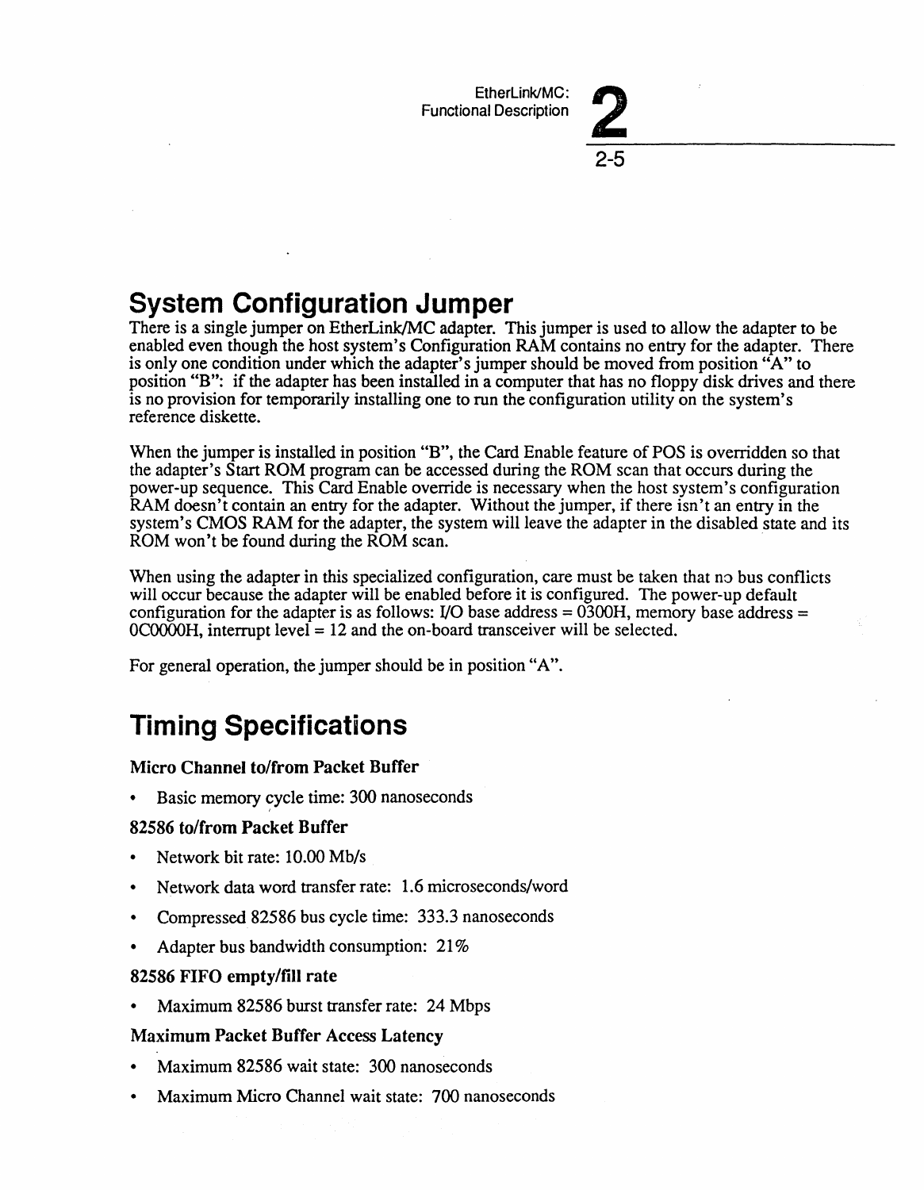## System Configuration Jumper

There is a single jumper on EtherLink/MC adapter. This jumper is used to allow the adapter to be enabled even though the host system's Configuration RAM contains no entry for the adapter. There is only one condition under which the adapter's jumper should be moved from position "A" to position "B": if the adapter has been installed in a computer that has no floppy disk drives and there is no provision for temporarily installing one to run the configuration utility on the system's reference diskette.

When the jumper is installed in position "B", the Card Enable feature of POS is overridden so that the adapter's Start ROM program can be accessed during the ROM scan that occurs during the power-up sequence. This Card Enable override is necessary when the host system's configuration RAM doesn't contain an entry for the adapter. Without the jumper, if there isn't an entry in the system's CMOS RAM for the adapter, the system will leave the adapter in the disabled state and its ROM won't be found during the ROM scan.

When using the adapter in this specialized configuration, care must be taken that no bus conflicts will occur because the adapter will be enabled before it is configured. The power-up default configuration for the adapter is as follows: I/O base address = 0300H, memory base address = 0C0000H, interrupt level = 12 and the on-board transceiver will be selected.

For general operation, the jumper should be in position "A".

## Timing Specifications

### Micro Channel to/from Packet Buffer

- Basic memory cycle time: 300 nanoseconds

### 82586 to/from Packet Buffer

- Network bit rate: 10.00 Mb/s
- Network data word transfer rate: 1.6 microseconds/word
- Compressed 82586 bus cycle time: 333.3 nanoseconds
- Adapter bus bandwidth consumption: 21%

### 82586 FIFO empty/fill rate

- Maximum 82586 burst transfer rate: 24 Mbps

### Maximum Packet Buffer Access Latency

- Maximum 82586 wait state: 300 nanoseconds
- Maximum Micro Channel wait state: 700 nanoseconds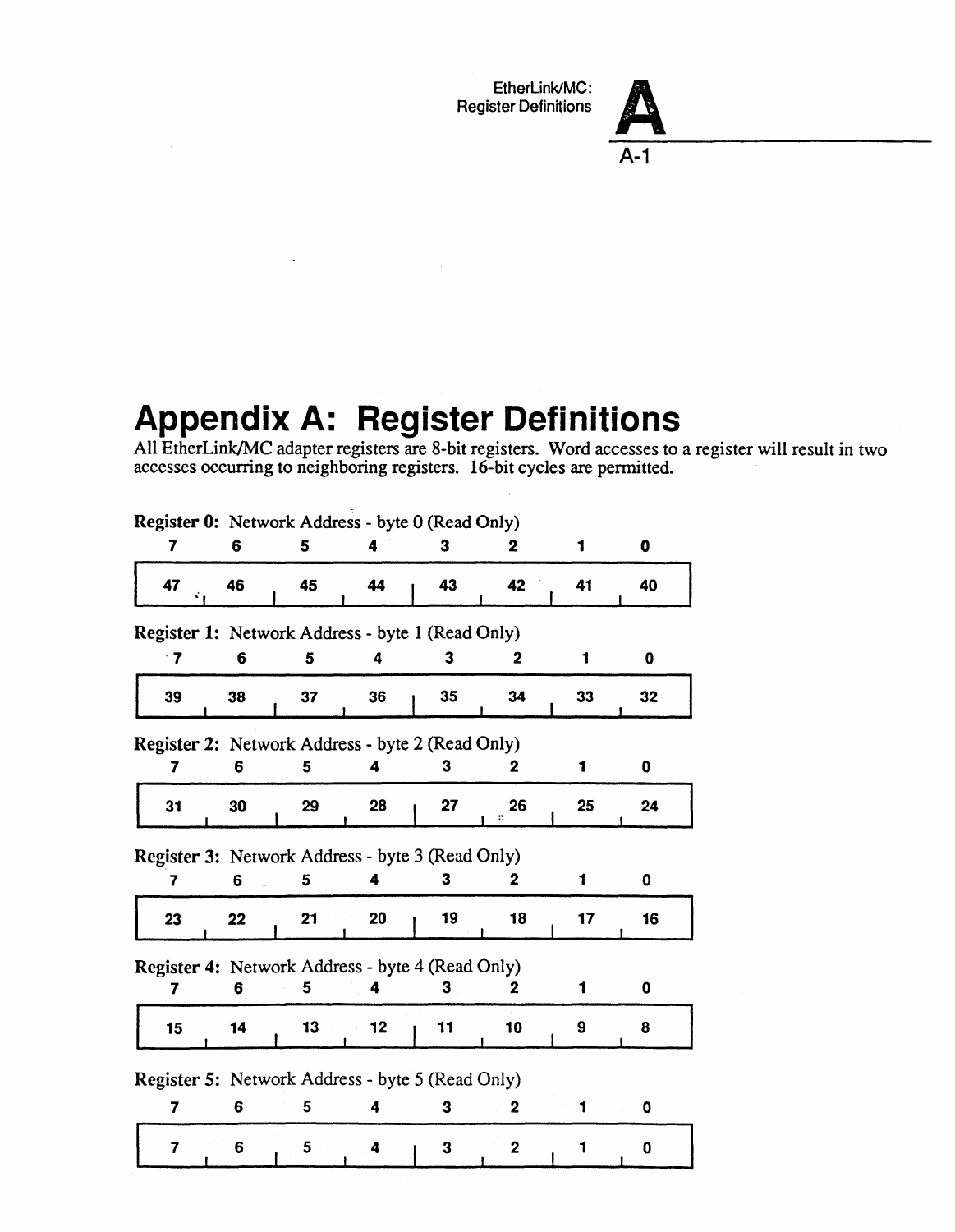# Appendix A: Register Definitions

All EtherLink/MC adapter registers are 8-bit registers. Word accesses to a register will result in two accesses occurring to neighboring registers. 16-bit cycles are permitted.

**Register 0:** Network Address - byte 0 (Read Only)

| 7 | 6 | 5 | 4 | 3 | 2 | 1 | 0 |
|---|---|---|---|---|---|---|---|
| 47 | 46 | 45 | 44 | 43 | 42 | 41 | 40 |

**Register 1:** Network Address - byte 1 (Read Only)

| 7 | 6 | 5 | 4 | 3 | 2 | 1 | 0 |
|---|---|---|---|---|---|---|---|
| 39 | 38 | 37 | 36 | 35 | 34 | 33 | 32 |

**Register 2:** Network Address - byte 2 (Read Only)

| 7 | 6 | 5 | 4 | 3 | 2 | 1 | 0 |
|---|---|---|---|---|---|---|---|
| 31 | 30 | 29 | 28 | 27 | 26 | 25 | 24 |

**Register 3:** Network Address - byte 3 (Read Only)

| 7 | 6 | 5 | 4 | 3 | 2 | 1 | 0 |
|---|---|---|---|---|---|---|---|
| 23 | 22 | 21 | 20 | 19 | 18 | 17 | 16 |

**Register 4:** Network Address - byte 4 (Read Only)

| 7 | 6 | 5 | 4 | 3 | 2 | 1 | 0 |
|---|---|---|---|---|---|---|---|
| 15 | 14 | 13 | 12 | 11 | 10 | 9 | 8 |

**Register 5:** Network Address - byte 5 (Read Only)

| 7 | 6 | 5 | 4 | 3 | 2 | 1 | 0 |
|---|---|---|---|---|---|---|---|
| 7 | 6 | 5 | 4 | 3 | 2 | 1 | 0 |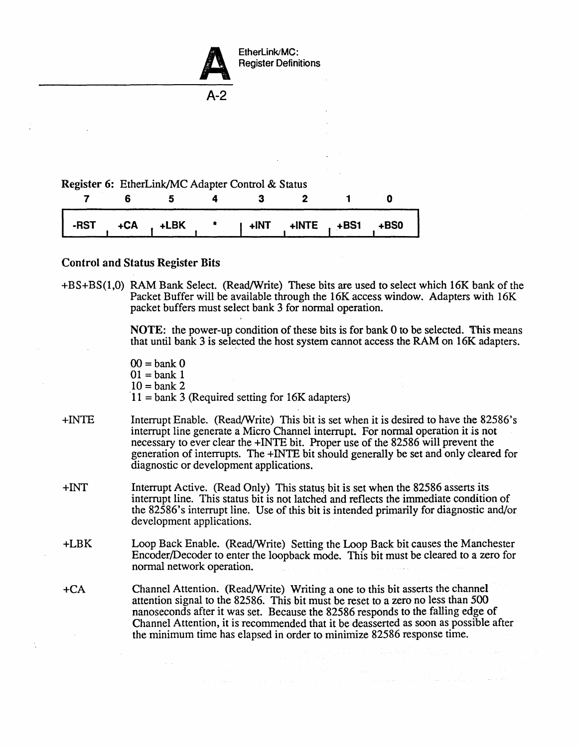Register 6: EtherLink/MC Adapter Control & Status

| 7 | 6 | 5 | 4 | 3 | 2 | 1 | 0 |
|---|---|---|---|---|---|---|---|
| -RST | +CA | +LBK | * | +INT | +INTE | +BS1 | +BS0 |

### Control and Status Register Bits

+BS+BS(1,0) RAM Bank Select. (Read/Write) These bits are used to select which 16K bank of the Packet Buffer will be available through the 16K access window. Adapters with 16K packet buffers must select bank 3 for normal operation.

**NOTE**: the power-up condition of these bits is for bank 0 to be selected. This means that until bank 3 is selected the host system cannot access the RAM on 16K adapters.

00 = bank 0
01 = bank 1
10 = bank 2
11 = bank 3 (Required setting for 16K adapters)

+INTE Interrupt Enable. (Read/Write) This bit is set when it is desired to have the 82586's interrupt line generate a Micro Channel interrupt. For normal operation it is not necessary to ever clear the +INTE bit. Proper use of the 82586 will prevent the generation of interrupts. The +INTE bit should generally be set and only cleared for diagnostic or development applications.

+INT Interrupt Active. (Read Only) This status bit is set when the 82586 asserts its interrupt line. This status bit is not latched and reflects the immediate condition of the 82586's interrupt line. Use of this bit is intended primarily for diagnostic and/or development applications.

+LBK Loop Back Enable. (Read/Write) Setting the Loop Back bit causes the Manchester Encoder/Decoder to enter the loopback mode. This bit must be cleared to a zero for normal network operation.

+CA Channel Attention. (Read/Write) Writing a one to this bit asserts the channel attention signal to the 82586. This bit must be reset to a zero no less than 500 nanoseconds after it was set. Because the 82586 responds to the falling edge of Channel Attention, it is recommended that it be deasserted as soon as possible after the minimum time has elapsed in order to minimize 82586 response time.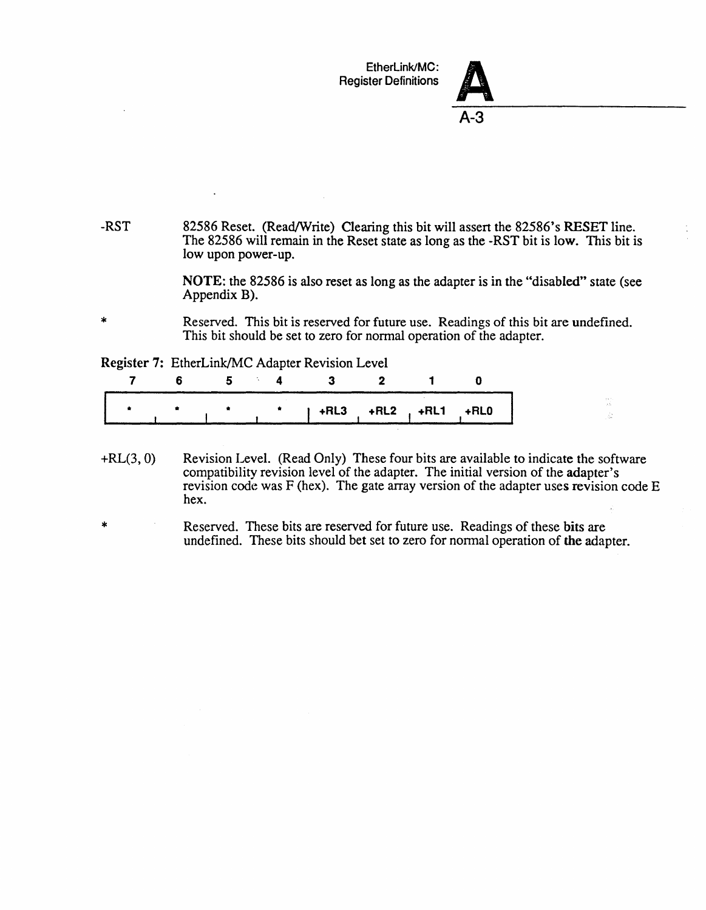-RST 82586 Reset. (Read/Write) Clearing this bit will assert the 82586's RESET line. The 82586 will remain in the Reset state as long as the -RST bit is low. This bit is low upon power-up.

**NOTE**: the 82586 is also reset as long as the adapter is in the "disabled" state (see Appendix B).

\* Reserved. This bit is reserved for future use. Readings of this bit are undefined. This bit should be set to zero for normal operation of the adapter.

**Register 7:** EtherLink/MC Adapter Revision Level

| 7 | 6 | 5 | 4 | 3 | 2 | 1 | 0 |
|---|---|---|---|---|---|---|---|
| * | * | * | * | +RL3 | +RL2 | +RL1 | +RL0 |

+RL(3, 0) Revision Level. (Read Only) These four bits are available to indicate the software compatibility revision level of the adapter. The initial version of the adapter's revision code was F (hex). The gate array version of the adapter uses revision code E hex.

\* Reserved. These bits are reserved for future use. Readings of these bits are undefined. These bits should bet set to zero for normal operation of the adapter.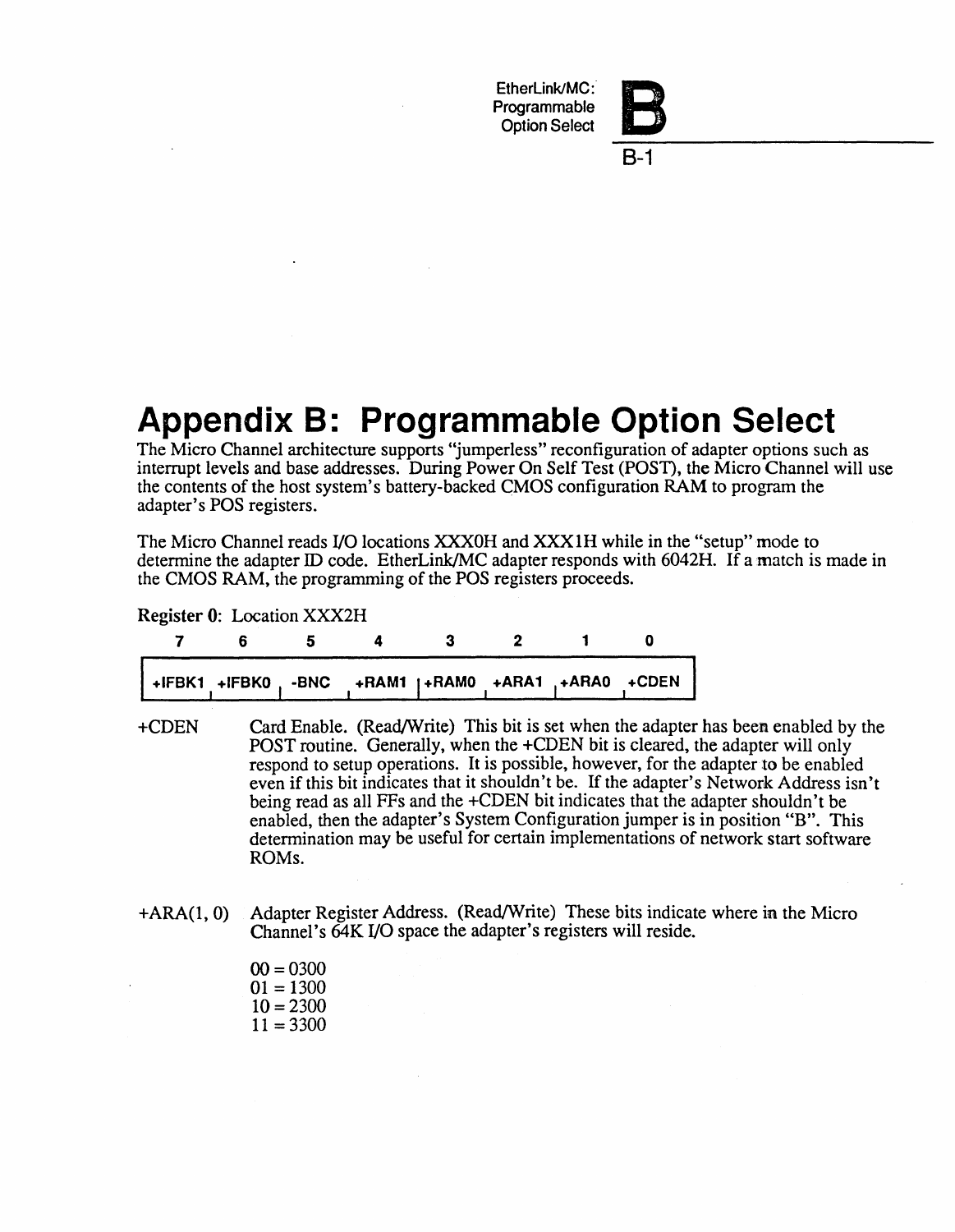# Appendix B: Programmable Option Select

The Micro Channel architecture supports "jumperless" reconfiguration of adapter options such as interrupt levels and base addresses. During Power On Self Test (POST), the Micro Channel will use the contents of the host system's battery-backed CMOS configuration RAM to program the adapter's POS registers.

The Micro Channel reads I/O locations XXX0H and XXX1H while in the "setup" mode to determine the adapter ID code. EtherLink/MC adapter responds with 6042H. If a match is made in the CMOS RAM, the programming of the POS registers proceeds.

**Register 0**: Location XXX2H

| 7 | 6 | 5 | 4 | 3 | 2 | 1 | 0 |
|---|---|---|---|---|---|---|---|
| +IFBK1 | +IFBK0 | -BNC | +RAM1 | +RAM0 | +ARA1 | +ARA0 | +CDEN |

+CDEN — Card Enable. (Read/Write) This bit is set when the adapter has been enabled by the POST routine. Generally, when the +CDEN bit is cleared, the adapter will only respond to setup operations. It is possible, however, for the adapter to be enabled even if this bit indicates that it shouldn't be. If the adapter's Network Address isn't being read as all FFs and the +CDEN bit indicates that the adapter shouldn't be enabled, then the adapter's System Configuration jumper is in position "B". This determination may be useful for certain implementations of network start software ROMs.

+ARA(1, 0) — Adapter Register Address. (Read/Write) These bits indicate where in the Micro Channel's 64K I/O space the adapter's registers will reside.

00 = 0300
01 = 1300
10 = 2300
11 = 3300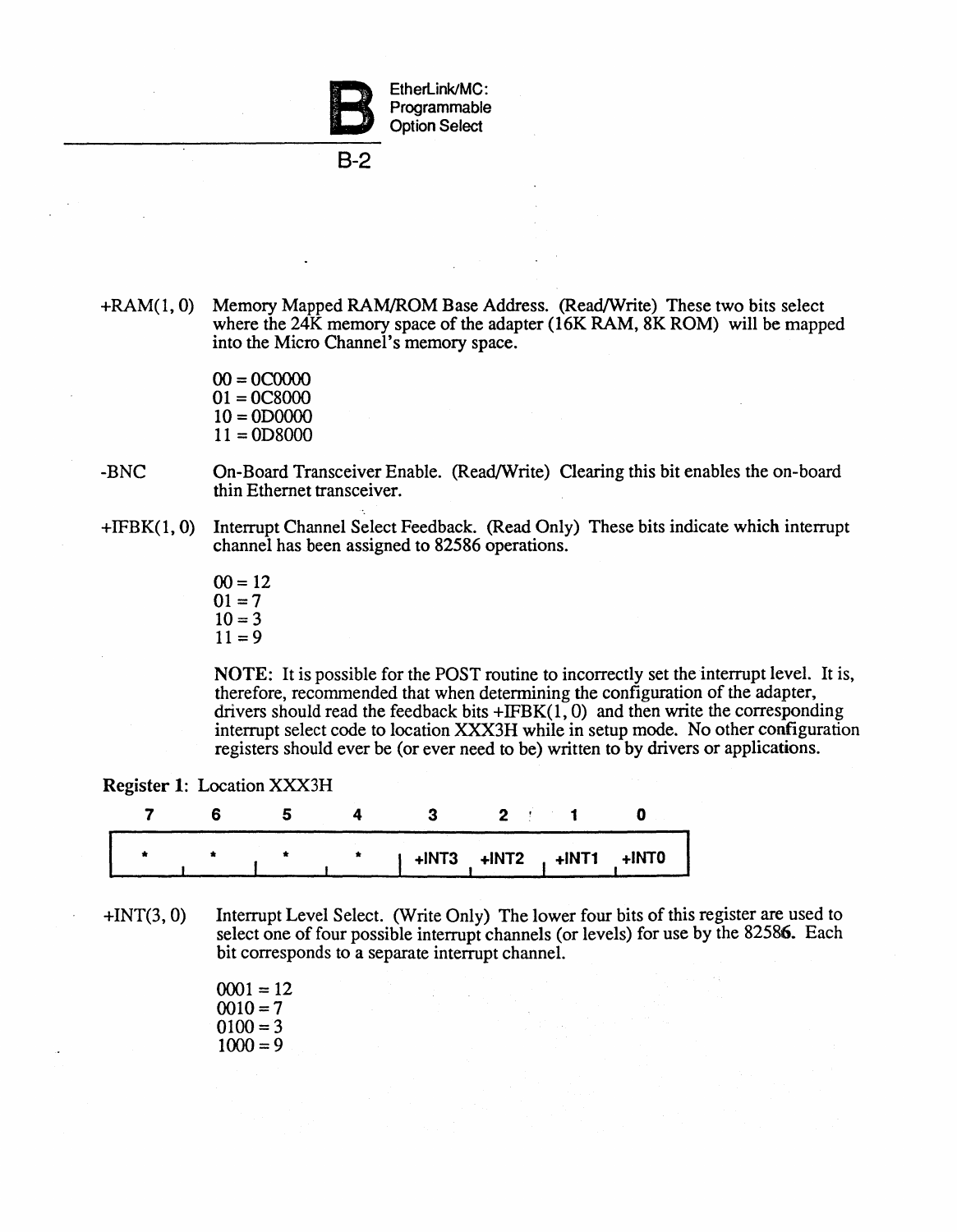+RAM(1, 0) Memory Mapped RAM/ROM Base Address. (Read/Write) These two bits select where the 24K memory space of the adapter (16K RAM, 8K ROM) will be mapped into the Micro Channel's memory space.

00 = 0C0000
01 = 0C8000
10 = 0D0000
11 = 0D8000

-BNC On-Board Transceiver Enable. (Read/Write) Clearing this bit enables the on-board thin Ethernet transceiver.

+IFBK(1, 0) Interrupt Channel Select Feedback. (Read Only) These bits indicate which interrupt channel has been assigned to 82586 operations.

00 = 12
01 = 7
10 = 3
11 = 9

NOTE: It is possible for the POST routine to incorrectly set the interrupt level. It is, therefore, recommended that when determining the configuration of the adapter, drivers should read the feedback bits +IFBK(1, 0) and then write the corresponding interrupt select code to location XXX3H while in setup mode. No other configuration registers should ever be (or ever need to be) written to by drivers or applications.

**Register 1**: Location XXX3H

| 7 | 6 | 5 | 4 | 3 | 2 | 1 | 0 |
|---|---|---|---|---|---|---|---|
| * | * | * | * | +INT3 | +INT2 | +INT1 | +INT0 |

+INT(3, 0) Interrupt Level Select. (Write Only) The lower four bits of this register are used to select one of four possible interrupt channels (or levels) for use by the 82586. Each bit corresponds to a separate interrupt channel.

0001 = 12
0010 = 7
0100 = 3
1000 = 9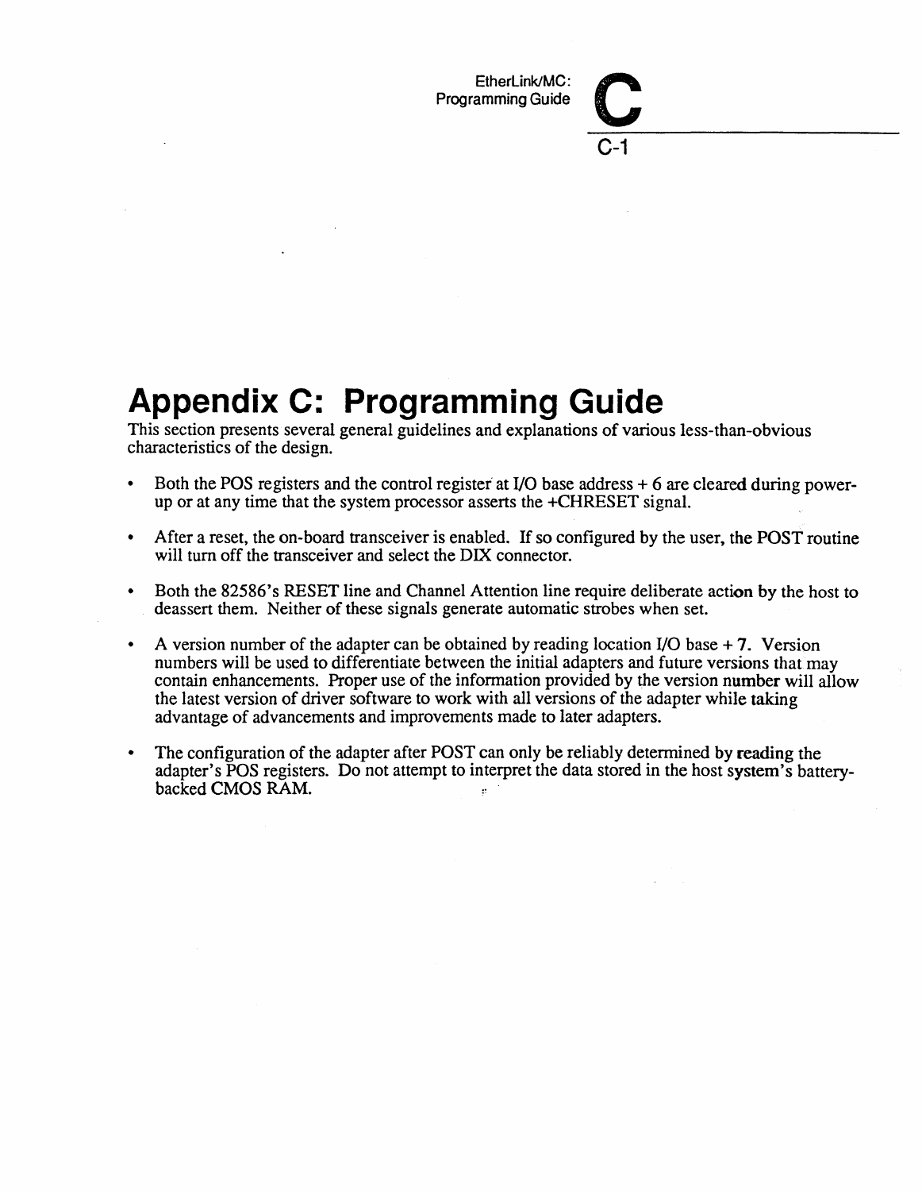# Appendix C: Programming Guide

This section presents several general guidelines and explanations of various less-than-obvious characteristics of the design.

- Both the POS registers and the control register at I/O base address + 6 are cleared during power-up or at any time that the system processor asserts the +CHRESET signal.
- After a reset, the on-board transceiver is enabled. If so configured by the user, the POST routine will turn off the transceiver and select the DIX connector.
- Both the 82586's RESET line and Channel Attention line require deliberate action by the host to deassert them. Neither of these signals generate automatic strobes when set.
- A version number of the adapter can be obtained by reading location I/O base + 7. Version numbers will be used to differentiate between the initial adapters and future versions that may contain enhancements. Proper use of the information provided by the version number will allow the latest version of driver software to work with all versions of the adapter while taking advantage of advancements and improvements made to later adapters.
- The configuration of the adapter after POST can only be reliably determined by reading the adapter's POS registers. Do not attempt to interpret the data stored in the host system's battery-backed CMOS RAM.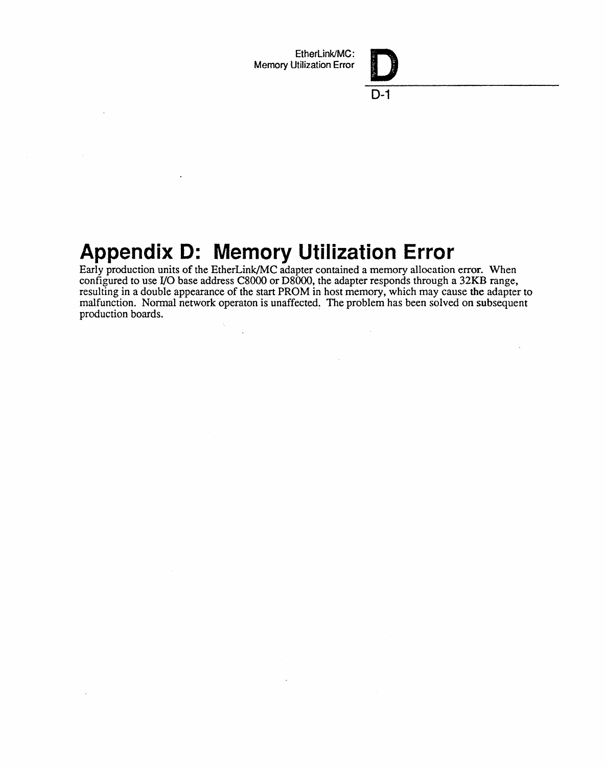# Appendix D: Memory Utilization Error

Early production units of the EtherLink/MC adapter contained a memory allocation error. When configured to use I/O base address C8000 or D8000, the adapter responds through a 32KB range, resulting in a double appearance of the start PROM in host memory, which may cause the adapter to malfunction. Normal network operaton is unaffected. The problem has been solved on subsequent production boards.